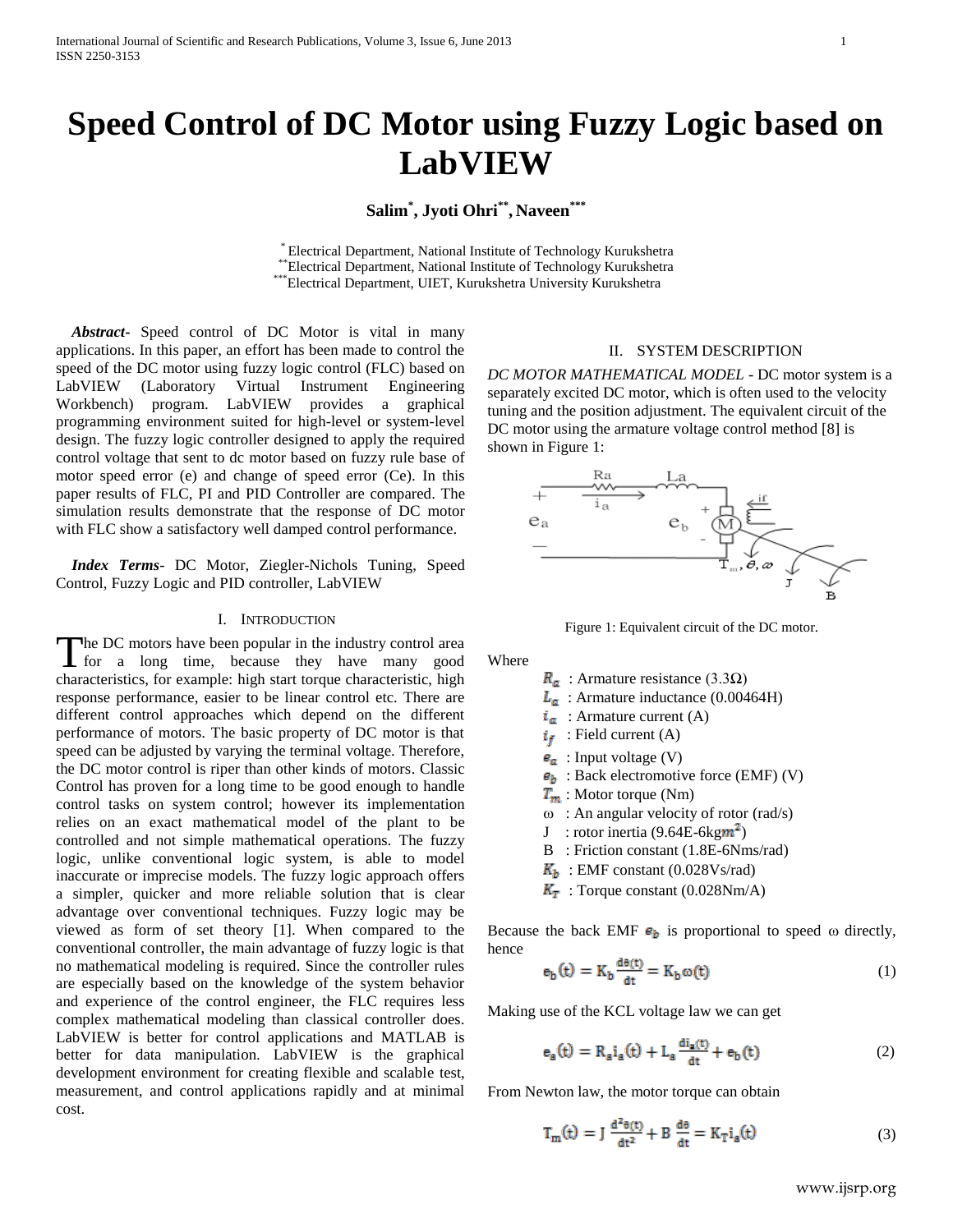# Speed Control of DC Motor using Fuzzy Logic based on LabVIEW

**Salim[*], Jyoti Ohri[**], Naveen[***]**

[*] Electrical Department, National Institute of Technology Kurukshetra
[**] Electrical Department, National Institute of Technology Kurukshetra
[***] Electrical Department, UIET, Kurukshetra University Kurukshetra

***Abstract-*** Speed control of DC Motor is vital in many applications. In this paper, an effort has been made to control the speed of the DC motor using fuzzy logic control (FLC) based on LabVIEW (Laboratory Virtual Instrument Engineering Workbench) program. LabVIEW provides a graphical programming environment suited for high-level or system-level design. The fuzzy logic controller designed to apply the required control voltage that sent to dc motor based on fuzzy rule base of motor speed error (e) and change of speed error (Ce). In this paper results of FLC, PI and PID Controller are compared. The simulation results demonstrate that the response of DC motor with FLC show a satisfactory well damped control performance.

***Index Terms-*** DC Motor, Ziegler-Nichols Tuning, Speed Control, Fuzzy Logic and PID controller, LabVIEW

## I. Introduction

The DC motors have been popular in the industry control area for a long time, because they have many good characteristics, for example: high start torque characteristic, high response performance, easier to be linear control etc. There are different control approaches which depend on the different performance of motors. The basic property of DC motor is that speed can be adjusted by varying the terminal voltage. Therefore, the DC motor control is riper than other kinds of motors. Classic Control has proven for a long time to be good enough to handle control tasks on system control; however its implementation relies on an exact mathematical model of the plant to be controlled and not simple mathematical operations. The fuzzy logic, unlike conventional logic system, is able to model inaccurate or imprecise models. The fuzzy logic approach offers a simpler, quicker and more reliable solution that is clear advantage over conventional techniques. Fuzzy logic may be viewed as form of set theory [1]. When compared to the conventional controller, the main advantage of fuzzy logic is that no mathematical modeling is required. Since the controller rules are especially based on the knowledge of the system behavior and experience of the control engineer, the FLC requires less complex mathematical modeling than classical controller does. LabVIEW is better for control applications and MATLAB is better for data manipulation. LabVIEW is the graphical development environment for creating flexible and scalable test, measurement, and control applications rapidly and at minimal cost.

## II. System Description

*DC MOTOR MATHEMATICAL MODEL* - DC motor system is a separately excited DC motor, which is often used to the velocity tuning and the position adjustment. The equivalent circuit of the DC motor using the armature voltage control method [8] is shown in Figure 1:

Figure 1: Equivalent circuit of the DC motor.

Where

- $R_a$ : Armature resistance (3.3Ω)
- $L_a$ : Armature inductance (0.00464H)
- $i_a$ : Armature current (A)
- $i_f$ : Field current (A)
- $e_a$ : Input voltage (V)
- $e_b$ : Back electromotive force (EMF) (V)
- $T_m$ : Motor torque (Nm)
- ω : An angular velocity of rotor (rad/s)
- J : rotor inertia (9.64E-6kg$m^2$)
- B : Friction constant (1.8E-6Nms/rad)
- $K_b$ : EMF constant (0.028Vs/rad)
- $K_T$ : Torque constant (0.028Nm/A)

Because the back EMF $e_b$ is proportional to speed ω directly, hence

$$e_b(t) = K_b \frac{d\theta(t)}{dt} = K_b \omega(t) \tag{1}$$

Making use of the KCL voltage law we can get

$$e_a(t) = R_a i_a(t) + L_a \frac{di_a(t)}{dt} + e_b(t) \tag{2}$$

From Newton law, the motor torque can obtain

$$T_m(t) = J\frac{d^2\theta(t)}{dt^2} + B\frac{d\theta}{dt} = K_T i_a(t) \tag{3}$$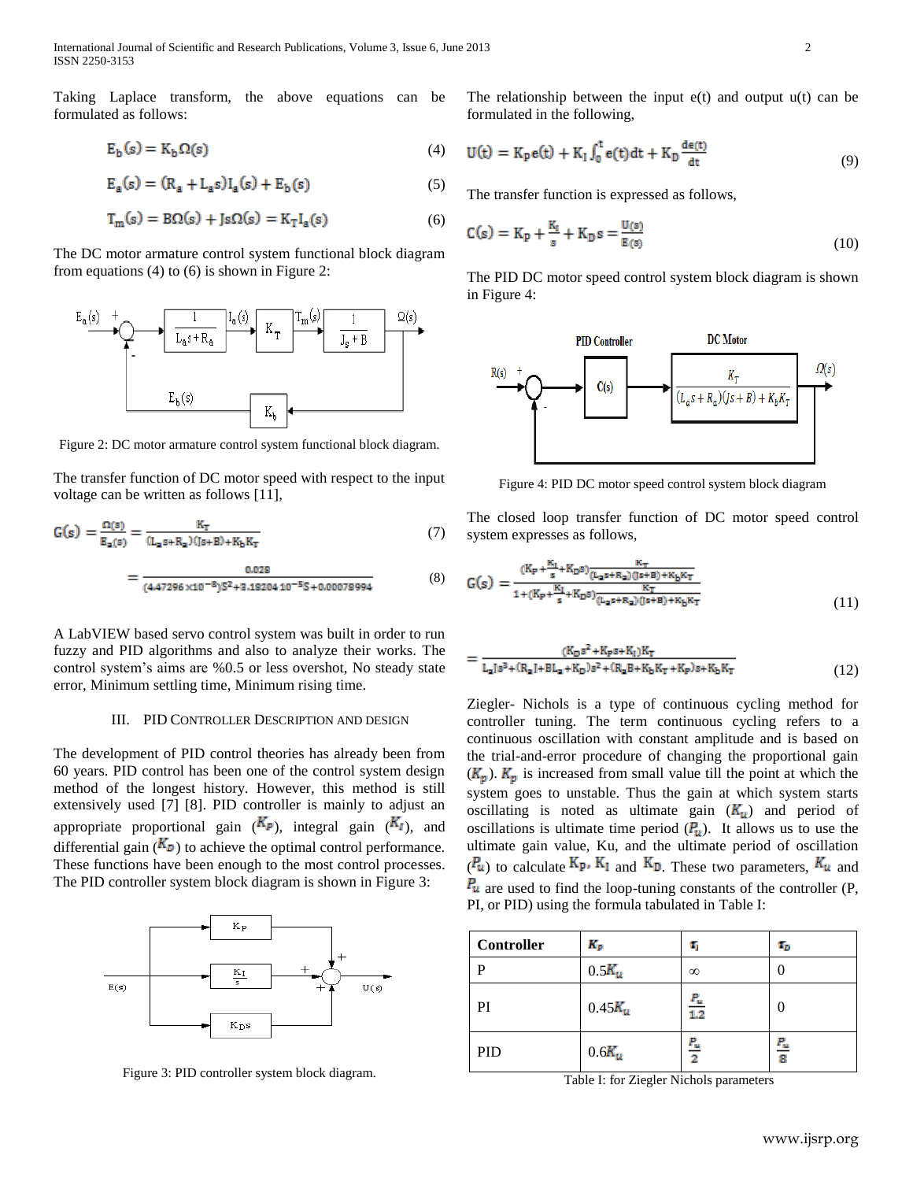Taking Laplace transform, the above equations can be formulated as follows:

$$E_b(s) = K_b\Omega(s) \tag{4}$$

$$E_a(s) = (R_a + L_a s)I_a(s) + E_b(s) \tag{5}$$

$$T_m(s) = B\Omega(s) + Js\Omega(s) = K_T I_a(s) \tag{6}$$

The DC motor armature control system functional block diagram from equations (4) to (6) is shown in Figure 2:

Figure 2: DC motor armature control system functional block diagram.

The transfer function of DC motor speed with respect to the input voltage can be written as follows [11],

$$G(s) = \frac{\Omega(s)}{E_a(s)} = \frac{K_T}{(L_a s + R_a)(Js + B) + K_b K_T} \tag{7}$$

$$= \frac{0.028}{(4.47296\times10^{-8})S^2 + 3.18204\,10^{-5}S + 0.00078994} \tag{8}$$

A LabVIEW based servo control system was built in order to run fuzzy and PID algorithms and also to analyze their works. The control system's aims are %0.5 or less overshot, No steady state error, Minimum settling time, Minimum rising time.

## III. PID Controller Description and Design

The development of PID control theories has already been from 60 years. PID control has been one of the control system design method of the longest history. However, this method is still extensively used [7] [8]. PID controller is mainly to adjust an appropriate proportional gain ($K_P$), integral gain ($K_I$), and differential gain ($K_D$) to achieve the optimal control performance. These functions have been enough to the most control processes. The PID controller system block diagram is shown in Figure 3:

Figure 3: PID controller system block diagram.

The relationship between the input e(t) and output u(t) can be formulated in the following,

$$U(t) = K_P e(t) + K_I \int_0^t e(t)dt + K_D \frac{de(t)}{dt} \tag{9}$$

The transfer function is expressed as follows,

$$C(s) = K_P + \frac{K_I}{s} + K_D s = \frac{U(s)}{E(s)} \tag{10}$$

The PID DC motor speed control system block diagram is shown in Figure 4:

Figure 4: PID DC motor speed control system block diagram

The closed loop transfer function of DC motor speed control system expresses as follows,

$$G(s) = \frac{(K_P + \frac{K_I}{s} + K_D s)\frac{K_T}{(L_a s + R_a)(Js+B) + K_b K_T}}{1 + (K_P + \frac{K_I}{s} + K_D s)\frac{K_T}{(L_a s + R_a)(Js+B) + K_b K_T}} \tag{11}$$

$$= \frac{(K_D s^2 + K_P s + K_I)K_T}{L_a J s^3 + (R_a J + BL_a + K_D)s^2 + (R_a B + K_b K_T + K_P)s + K_b K_T} \tag{12}$$

Ziegler- Nichols is a type of continuous cycling method for controller tuning. The term continuous cycling refers to a continuous oscillation with constant amplitude and is based on the trial-and-error procedure of changing the proportional gain ($K_p$). $K_p$ is increased from small value till the point at which the system goes to unstable. Thus the gain at which system starts oscillating is noted as ultimate gain ($K_u$) and period of oscillations is ultimate time period ($P_u$). It allows us to use the ultimate gain value, Ku, and the ultimate period of oscillation ($P_u$) to calculate $K_P$, $K_I$ and $K_D$. These two parameters, $K_u$ and $P_u$ are used to find the loop-tuning constants of the controller (P, PI, or PID) using the formula tabulated in Table I:

| Controller | $K_p$ | $\tau_i$ | $\tau_D$ |
|---|---|---|---|
| P | $0.5K_u$ | $\infty$ | 0 |
| PI | $0.45K_u$ | $\frac{P_u}{1.2}$ | 0 |
| PID | $0.6K_u$ | $\frac{P_u}{2}$ | $\frac{P_u}{8}$ |

Table I: for Ziegler Nichols parameters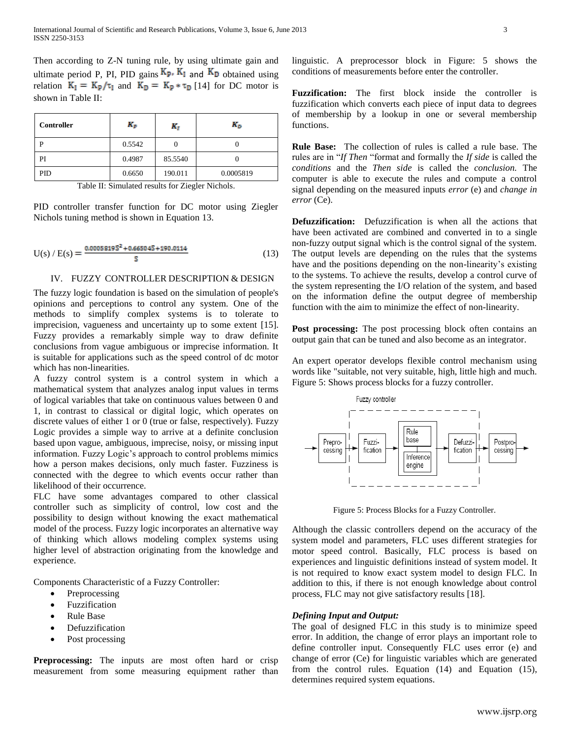Then according to Z-N tuning rule, by using ultimate gain and ultimate period P, PI, PID gains $K_P$, $K_I$ and $K_D$ obtained using relation $K_I = K_P/\tau_I$ and $K_D = K_P * \tau_D$ [14] for DC motor is shown in Table II:

| Controller | $K_P$ | $K_I$ | $K_D$ |
|---|---|---|---|
| P | 0.5542 | 0 | 0 |
| PI | 0.4987 | 85.5540 | 0 |
| PID | 0.6650 | 190.011 | 0.0005819 |

Table II: Simulated results for Ziegler Nichols.

PID controller transfer function for DC motor using Ziegler Nichols tuning method is shown in Equation 13.

$$U(s) / E(s) = \frac{0.0005819S^2 + 0.66504S + 190.0114}{S} \tag{13}$$

## IV. FUZZY CONTROLLER DESCRIPTION & DESIGN

The fuzzy logic foundation is based on the simulation of people's opinions and perceptions to control any system. One of the methods to simplify complex systems is to tolerate to imprecision, vagueness and uncertainty up to some extent [15]. Fuzzy provides a remarkably simple way to draw definite conclusions from vague ambiguous or imprecise information. It is suitable for applications such as the speed control of dc motor which has non-linearities.

A fuzzy control system is a control system in which a mathematical system that analyzes analog input values in terms of logical variables that take on continuous values between 0 and 1, in contrast to classical or digital logic, which operates on discrete values of either 1 or 0 (true or false, respectively). Fuzzy Logic provides a simple way to arrive at a definite conclusion based upon vague, ambiguous, imprecise, noisy, or missing input information. Fuzzy Logic's approach to control problems mimics how a person makes decisions, only much faster. Fuzziness is connected with the degree to which events occur rather than likelihood of their occurrence.

FLC have some advantages compared to other classical controller such as simplicity of control, low cost and the possibility to design without knowing the exact mathematical model of the process. Fuzzy logic incorporates an alternative way of thinking which allows modeling complex systems using higher level of abstraction originating from the knowledge and experience.

Components Characteristic of a Fuzzy Controller:

- Preprocessing
- Fuzzification
- Rule Base
- Defuzzification
- Post processing

**Preprocessing:** The inputs are most often hard or crisp measurement from some measuring equipment rather than linguistic. A preprocessor block in Figure: 5 shows the conditions of measurements before enter the controller.

**Fuzzification:** The first block inside the controller is fuzzification which converts each piece of input data to degrees of membership by a lookup in one or several membership functions.

**Rule Base:** The collection of rules is called a rule base. The rules are in "*If Then* "format and formally the *If side* is called the *conditions* and the *Then side* is called the *conclusion.* The computer is able to execute the rules and compute a control signal depending on the measured inputs *error* (e) and *change in error* (Ce).

**Defuzzification:** Defuzzification is when all the actions that have been activated are combined and converted in to a single non-fuzzy output signal which is the control signal of the system. The output levels are depending on the rules that the systems have and the positions depending on the non-linearity's existing to the systems. To achieve the results, develop a control curve of the system representing the I/O relation of the system, and based on the information define the output degree of membership function with the aim to minimize the effect of non-linearity.

**Post processing:** The post processing block often contains an output gain that can be tuned and also become as an integrator.

An expert operator develops flexible control mechanism using words like "suitable, not very suitable, high, little high and much. Figure 5: Shows process blocks for a fuzzy controller.

Fuzzy controller

Prepro-cessing → Fuzzi-fication → Rule base / Inference engine → Defuzzi-fication → Postpro-cessing

Figure 5: Process Blocks for a Fuzzy Controller.

Although the classic controllers depend on the accuracy of the system model and parameters, FLC uses different strategies for motor speed control. Basically, FLC process is based on experiences and linguistic definitions instead of system model. It is not required to know exact system model to design FLC. In addition to this, if there is not enough knowledge about control process, FLC may not give satisfactory results [18].

***Defining Input and Output:***

The goal of designed FLC in this study is to minimize speed error. In addition, the change of error plays an important role to define controller input. Consequently FLC uses error (e) and change of error (Ce) for linguistic variables which are generated from the control rules. Equation (14) and Equation (15), determines required system equations.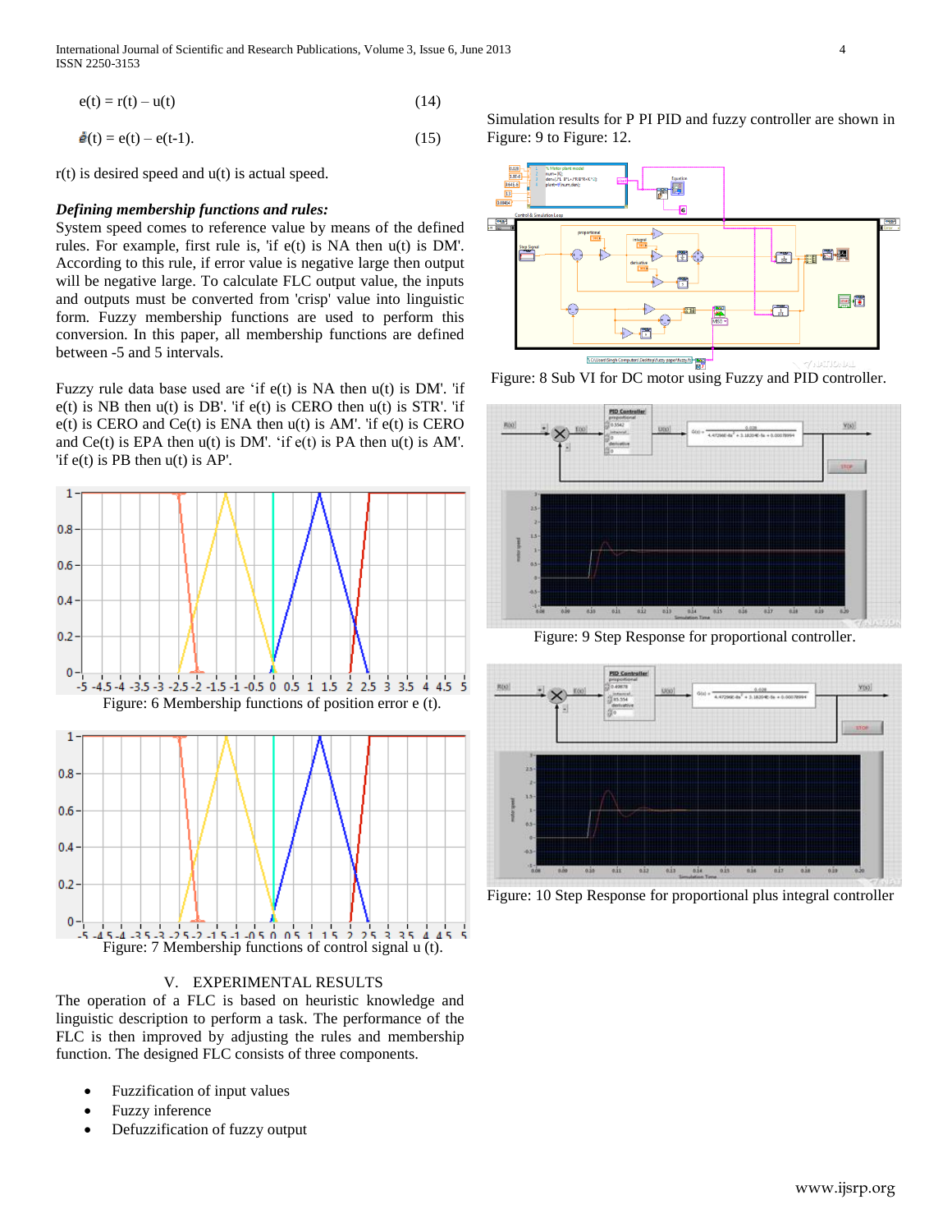$$e(t) = r(t) – u(t) \tag{14}$$

$$\dot{e}(t) = e(t) – e(t-1). \tag{15}$$

r(t) is desired speed and u(t) is actual speed.

***Defining membership functions and rules:***

System speed comes to reference value by means of the defined rules. For example, first rule is, 'if e(t) is NA then u(t) is DM'. According to this rule, if error value is negative large then output will be negative large. To calculate FLC output value, the inputs and outputs must be converted from 'crisp' value into linguistic form. Fuzzy membership functions are used to perform this conversion. In this paper, all membership functions are defined between -5 and 5 intervals.

Fuzzy rule data base used are 'if e(t) is NA then u(t) is DM'. 'if e(t) is NB then u(t) is DB'. 'if e(t) is CERO then u(t) is STR'. 'if e(t) is CERO and Ce(t) is ENA then u(t) is AM'. 'if e(t) is CERO and Ce(t) is EPA then u(t) is DM'. 'if e(t) is PA then u(t) is AM'. 'if e(t) is PB then u(t) is AP'.

Figure: 6 Membership functions of position error e (t).

Figure: 7 Membership functions of control signal u (t).

## V. EXPERIMENTAL RESULTS

The operation of a FLC is based on heuristic knowledge and linguistic description to perform a task. The performance of the FLC is then improved by adjusting the rules and membership function. The designed FLC consists of three components.

- Fuzzification of input values
- Fuzzy inference
- Defuzzification of fuzzy output

Simulation results for P PI PID and fuzzy controller are shown in Figure: 9 to Figure: 12.

Figure: 8 Sub VI for DC motor using Fuzzy and PID controller.

Figure: 9 Step Response for proportional controller.

Figure: 10 Step Response for proportional plus integral controller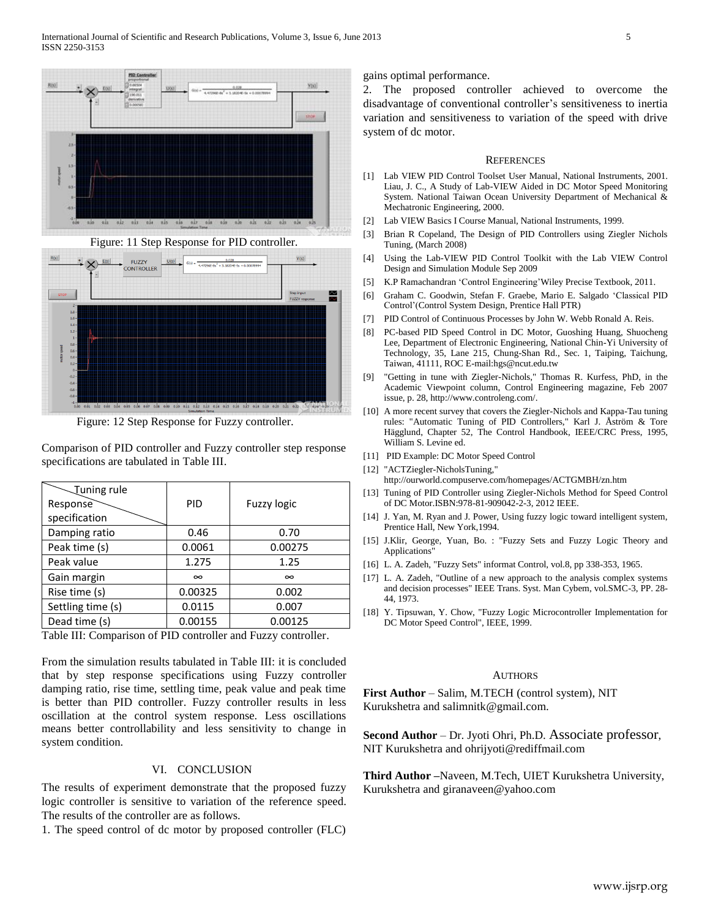Figure: 11 Step Response for PID controller.

Figure: 12 Step Response for Fuzzy controller.

Comparison of PID controller and Fuzzy controller step response specifications are tabulated in Table III.

| Tuning rule / Response specification | PID | Fuzzy logic |
|---|---|---|
| Damping ratio | 0.46 | 0.70 |
| Peak time (s) | 0.0061 | 0.00275 |
| Peak value | 1.275 | 1.25 |
| Gain margin | ∞ | ∞ |
| Rise time (s) | 0.00325 | 0.002 |
| Settling time (s) | 0.0115 | 0.007 |
| Dead time (s) | 0.00155 | 0.00125 |

Table III: Comparison of PID controller and Fuzzy controller.

From the simulation results tabulated in Table III: it is concluded that by step response specifications using Fuzzy controller damping ratio, rise time, settling time, peak value and peak time is better than PID controller. Fuzzy controller results in less oscillation at the control system response. Less oscillations means better controllability and less sensitivity to change in system condition.

## VI. CONCLUSION

The results of experiment demonstrate that the proposed fuzzy logic controller is sensitive to variation of the reference speed. The results of the controller are as follows.

1. The speed control of dc motor by proposed controller (FLC) gains optimal performance.
2. The proposed controller achieved to overcome the disadvantage of conventional controller's sensitiveness to inertia variation and sensitiveness to variation of the speed with drive system of dc motor.

## REFERENCES

[1] Lab VIEW PID Control Toolset User Manual, National Instruments, 2001. Liau, J. C., A Study of Lab-VIEW Aided in DC Motor Speed Monitoring System. National Taiwan Ocean University Department of Mechanical & Mechatronic Engineering, 2000.

[2] Lab VIEW Basics I Course Manual, National Instruments, 1999.

[3] Brian R Copeland, The Design of PID Controllers using Ziegler Nichols Tuning, (March 2008)

[4] Using the Lab-VIEW PID Control Toolkit with the Lab VIEW Control Design and Simulation Module Sep 2009

[5] K.P Ramachandran 'Control Engineering'Wiley Precise Textbook, 2011.

[6] Graham C. Goodwin, Stefan F. Graebe, Mario E. Salgado 'Classical PID Control'(Control System Design, Prentice Hall PTR)

[7] PID Control of Continuous Processes by John W. Webb Ronald A. Reis.

[8] PC-based PID Speed Control in DC Motor, Guoshing Huang, Shuocheng Lee, Department of Electronic Engineering, National Chin-Yi University of Technology, 35, Lane 215, Chung-Shan Rd., Sec. 1, Taiping, Taichung, Taiwan, 41111, ROC E-mail:hgs@ncut.edu.tw

[9] "Getting in tune with Ziegler-Nichols," Thomas R. Kurfess, PhD, in the Academic Viewpoint column, Control Engineering magazine, Feb 2007 issue, p. 28, http://www.controleng.com/.

[10] A more recent survey that covers the Ziegler-Nichols and Kappa-Tau tuning rules: "Automatic Tuning of PID Controllers," Karl J. Åström & Tore Hägglund, Chapter 52, The Control Handbook, IEEE/CRC Press, 1995, William S. Levine ed.

[11] PID Example: DC Motor Speed Control

[12] "ACTZiegler-NicholsTuning," http://ourworld.compuserve.com/homepages/ACTGMBH/zn.htm

[13] Tuning of PID Controller using Ziegler-Nichols Method for Speed Control of DC Motor.ISBN:978-81-909042-2-3, 2012 IEEE.

[14] J. Yan, M. Ryan and J. Power, Using fuzzy logic toward intelligent system, Prentice Hall, New York,1994.

[15] J.Klir, George, Yuan, Bo. : "Fuzzy Sets and Fuzzy Logic Theory and Applications"

[16] L. A. Zadeh, "Fuzzy Sets" informat Control, vol.8, pp 338-353, 1965.

[17] L. A. Zadeh, "Outline of a new approach to the analysis complex systems and decision processes" IEEE Trans. Syst. Man Cybem, vol.SMC-3, PP. 28-44, 1973.

[18] Y. Tipsuwan, Y. Chow, "Fuzzy Logic Microcontroller Implementation for DC Motor Speed Control", IEEE, 1999.

## AUTHORS

**First Author** – Salim, M.TECH (control system), NIT Kurukshetra and salimnitk@gmail.com.

**Second Author** – Dr. Jyoti Ohri, Ph.D. Associate professor, NIT Kurukshetra and ohrijyoti@rediffmail.com

**Third Author** –Naveen, M.Tech, UIET Kurukshetra University, Kurukshetra and giranaveen@yahoo.com